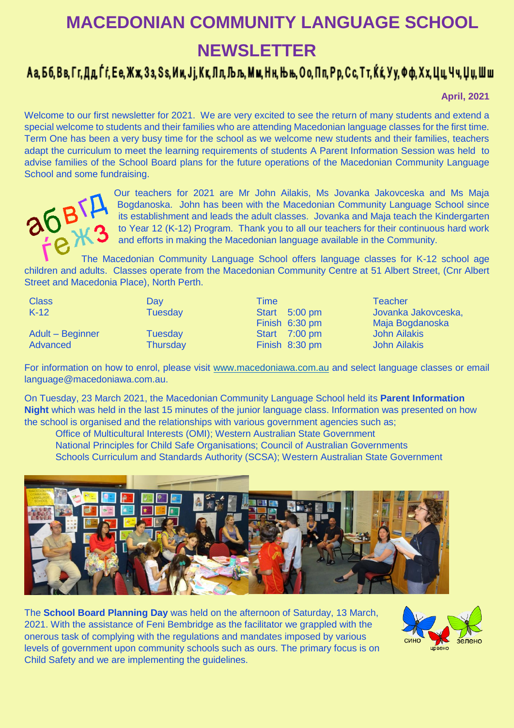# MACEDONIAN COMMUNITY LANGUAGE SCHOOL

# NEWSLETTER

Аа, Бб, Вв, Гг, Дд, Ѓѓ, Ее, Жж, Зз, Ѕѕ, Ии, Јј, Кк, Лл, Љљ, Мм, Нн, Њњ, Оо, Пп, Рр, Сс, Тт, Ќќ, Уу, Фф, Хх, Цц, Чч, Џџ, Шш

**April, 2021**

Welcome to our first newsletter for 2021. We are very excited to see the return of many students and extend a special welcome to students and their families who are attending Macedonian language classes for the first time. Term One has been a very busy time for the school as we welcome new students and their families, teachers adapt the curriculum to meet the learning requirements of students A Parent Information Session was held to advise families of the School Board plans for the future operations of the Macedonian Community Language School and some fundraising.

Our teachers for 2021 are Mr John Ailakis, Ms Jovanka Jakovceska and Ms Maja Bogdanoska. John has been with the Macedonian Community Language School since its establishment and leads the adult classes. Jovanka and Maja teach the Kindergarten to Year 12 (K-12) Program. Thank you to all our teachers for their continuous hard work and efforts in making the Macedonian language available in the Community.

The Macedonian Community Language School offers language classes for K-12 school age children and adults. Classes operate from the Macedonian Community Centre at 51 Albert Street, (Cnr Albert Street and Macedonia Place), North Perth.

| Class | Day | Time | Teacher |
|---|---|---|---|
| K-12 | Tuesday | Start 5:00 pm<br>Finish 6:30 pm | Jovanka Jakovceska,<br>Maja Bogdanoska |
| Adult – Beginner | Tuesday | Start 7:00 pm | John Ailakis |
| Advanced | Thursday | Finish 8:30 pm | John Ailakis |

For information on how to enrol, please visit www.macedoniawa.com.au and select language classes or email language@macedoniawa.com.au.

On Tuesday, 23 March 2021, the Macedonian Community Language School held its **Parent Information Night** which was held in the last 15 minutes of the junior language class. Information was presented on how the school is organised and the relationships with various government agencies such as;

- Office of Multicultural Interests (OMI); Western Australian State Government
- National Principles for Child Safe Organisations; Council of Australian Governments
- Schools Curriculum and Standards Authority (SCSA); Western Australian State Government

The **School Board Planning Day** was held on the afternoon of Saturday, 13 March, 2021. With the assistance of Feni Bembridge as the facilitator we grappled with the onerous task of complying with the regulations and mandates imposed by various levels of government upon community schools such as ours. The primary focus is on Child Safety and we are implementing the guidelines.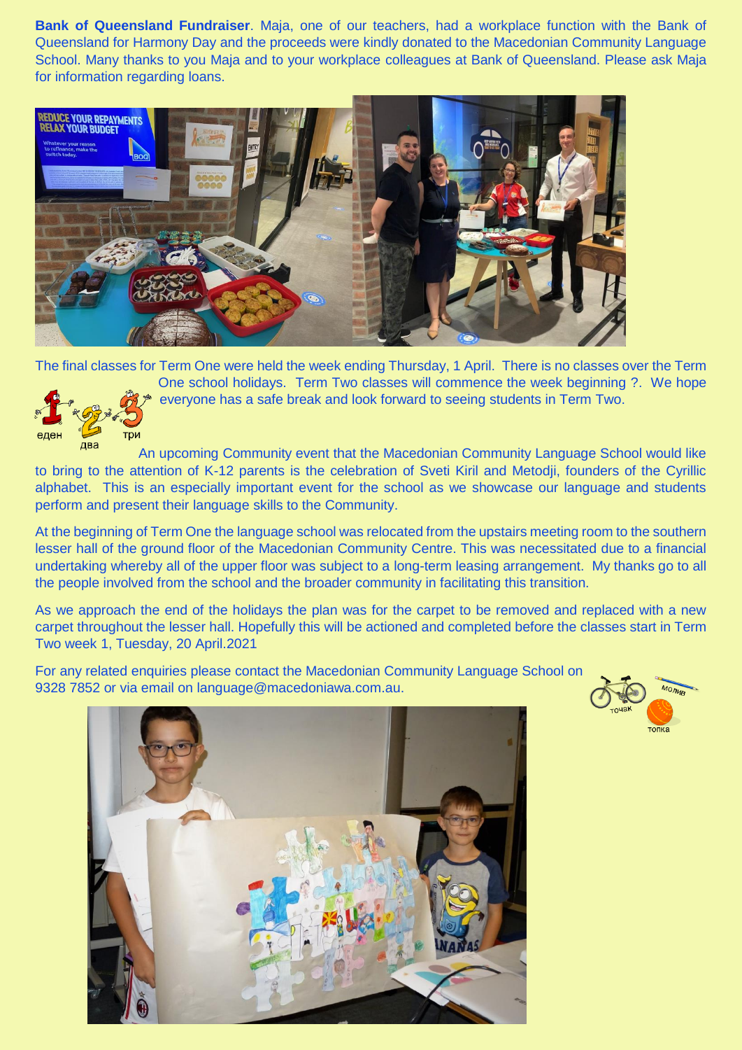**Bank of Queensland Fundraiser**. Maja, one of our teachers, had a workplace function with the Bank of Queensland for Harmony Day and the proceeds were kindly donated to the Macedonian Community Language School. Many thanks to you Maja and to your workplace colleagues at Bank of Queensland. Please ask Maja for information regarding loans.

The final classes for Term One were held the week ending Thursday, 1 April. There is no classes over the Term One school holidays. Term Two classes will commence the week beginning ?. We hope everyone has a safe break and look forward to seeing students in Term Two.

An upcoming Community event that the Macedonian Community Language School would like to bring to the attention of K-12 parents is the celebration of Sveti Kiril and Metodji, founders of the Cyrillic alphabet. This is an especially important event for the school as we showcase our language and students perform and present their language skills to the Community.

At the beginning of Term One the language school was relocated from the upstairs meeting room to the southern lesser hall of the ground floor of the Macedonian Community Centre. This was necessitated due to a financial undertaking whereby all of the upper floor was subject to a long-term leasing arrangement. My thanks go to all the people involved from the school and the broader community in facilitating this transition.

As we approach the end of the holidays the plan was for the carpet to be removed and replaced with a new carpet throughout the lesser hall. Hopefully this will be actioned and completed before the classes start in Term Two week 1, Tuesday, 20 April.2021

For any related enquiries please contact the Macedonian Community Language School on 9328 7852 or via email on language@macedoniawa.com.au.